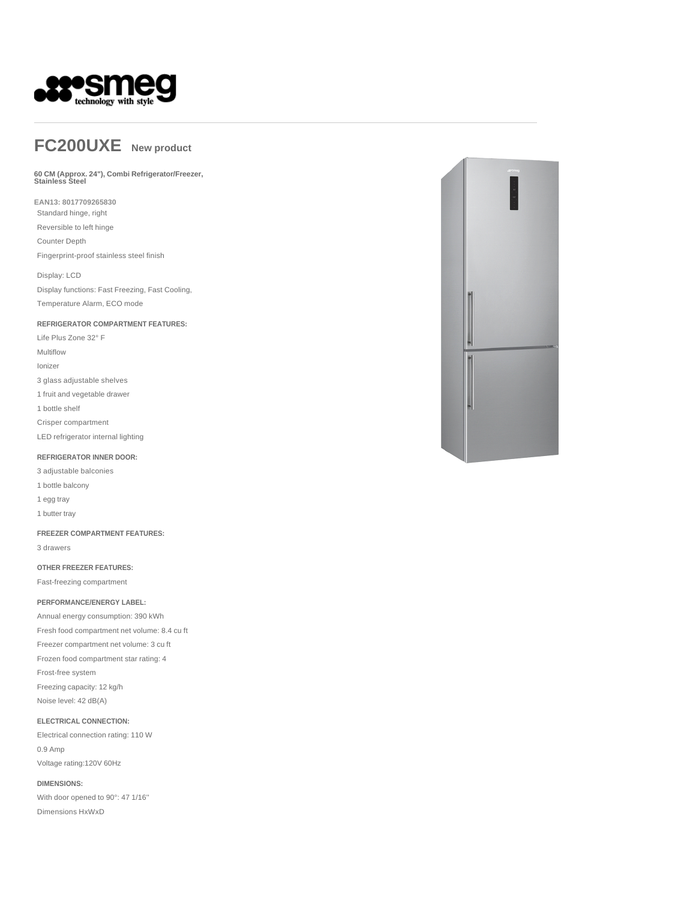# FC200UXE **New product**

**60 CM (Approx. 24"), Combi Refrigerator/Freezer, Stainless Steel**

**EAN13: 8017709265830**

Standard hinge, right

Reversible to left hinge

Counter Depth

Fingerprint-proof stainless steel finish

Display: LCD

Display functions: Fast Freezing, Fast Cooling, Temperature Alarm, ECO mode

### REFRIGERATOR COMPARTMENT FEATURES:

Life Plus Zone 32° F

Multiflow

Ionizer

3 glass adjustable shelves

1 fruit and vegetable drawer

1 bottle shelf

Crisper compartment

LED refrigerator internal lighting

### REFRIGERATOR INNER DOOR:

3 adjustable balconies

1 bottle balcony

1 egg tray

1 butter tray

### FREEZER COMPARTMENT FEATURES:

3 drawers

### OTHER FREEZER FEATURES:

Fast-freezing compartment

### PERFORMANCE/ENERGY LABEL:

Annual energy consumption: 390 kWh

Fresh food compartment net volume: 8.4 cu ft

Freezer compartment net volume: 3 cu ft

Frozen food compartment star rating: 4

Frost-free system

Freezing capacity: 12 kg/h

Noise level: 42 dB(A)

### ELECTRICAL CONNECTION:

Electrical connection rating: 110 W

0.9 Amp

Voltage rating:120V 60Hz

### DIMENSIONS:

With door opened to 90°: 47 1/16''

Dimensions HxWxD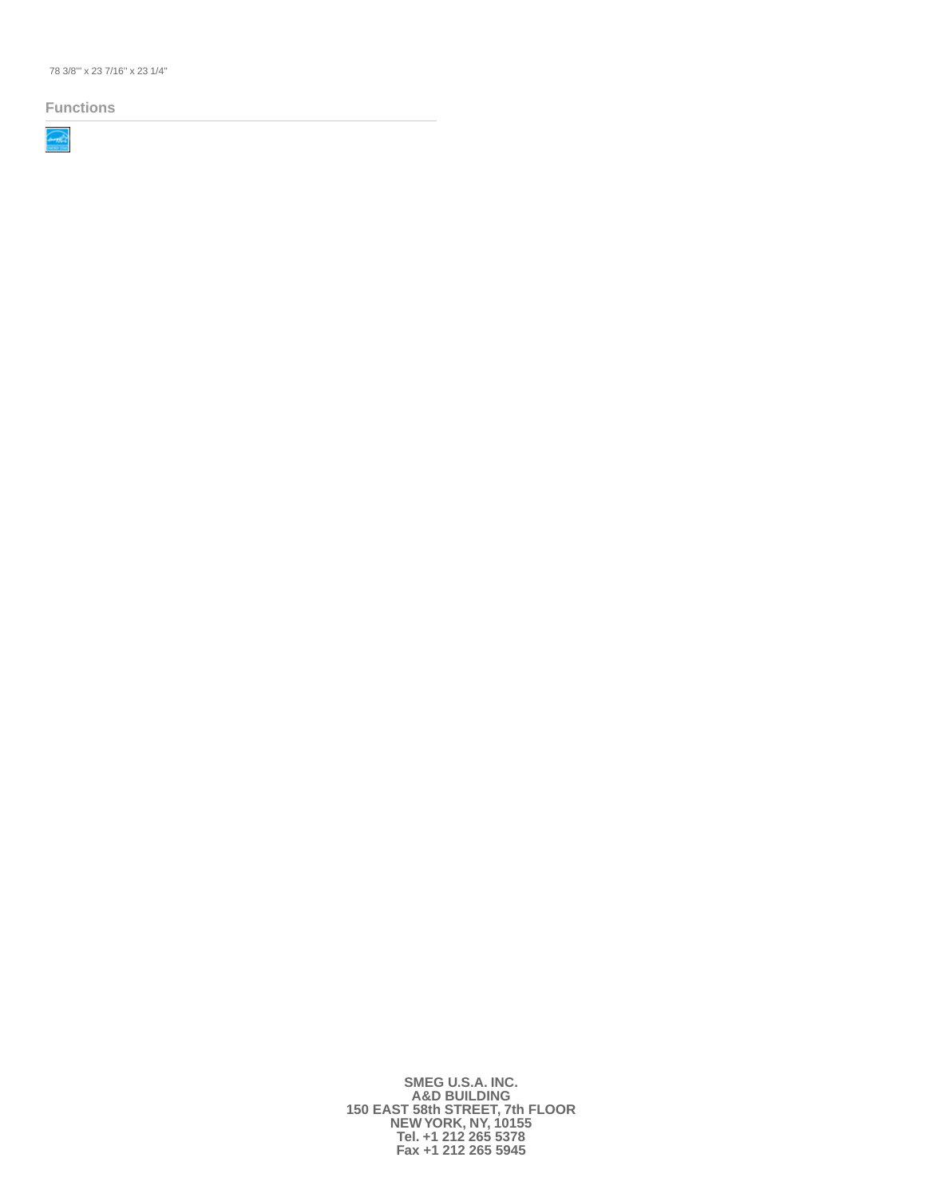78 3/8''' x 23 7/16'' x 23 1/4''

## Functions

**SMEG U.S.A. INC.**
**A&D BUILDING**
**150 EAST 58th STREET, 7th FLOOR**
**NEW YORK, NY, 10155**
**Tel. +1 212 265 5378**
**Fax +1 212 265 5945**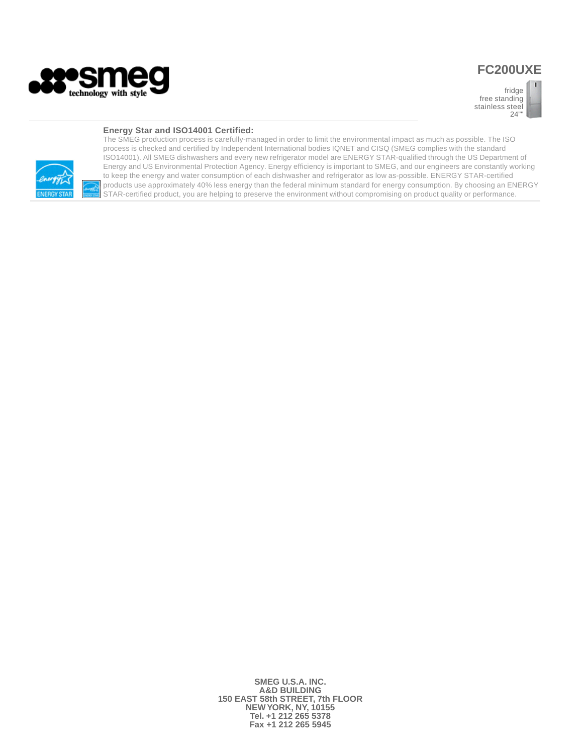# FC200UXE

fridge
free standing
stainless steel
24""

### Energy Star and ISO14001 Certified:

The SMEG production process is carefully-managed in order to limit the environmental impact as much as possible. The ISO process is checked and certified by Independent International bodies IQNET and CISQ (SMEG complies with the standard ISO14001). All SMEG dishwashers and every new refrigerator model are ENERGY STAR-qualified through the US Department of Energy and US Environmental Protection Agency. Energy efficiency is important to SMEG, and our engineers are constantly working to keep the energy and water consumption of each dishwasher and refrigerator as low as-possible. ENERGY STAR-certified products use approximately 40% less energy than the federal minimum standard for energy consumption. By choosing an ENERGY STAR-certified product, you are helping to preserve the environment without compromising on product quality or performance.

**SMEG U.S.A. INC.**
**A&D BUILDING**
**150 EAST 58th STREET, 7th FLOOR**
**NEW YORK, NY, 10155**
**Tel. +1 212 265 5378**
**Fax +1 212 265 5945**